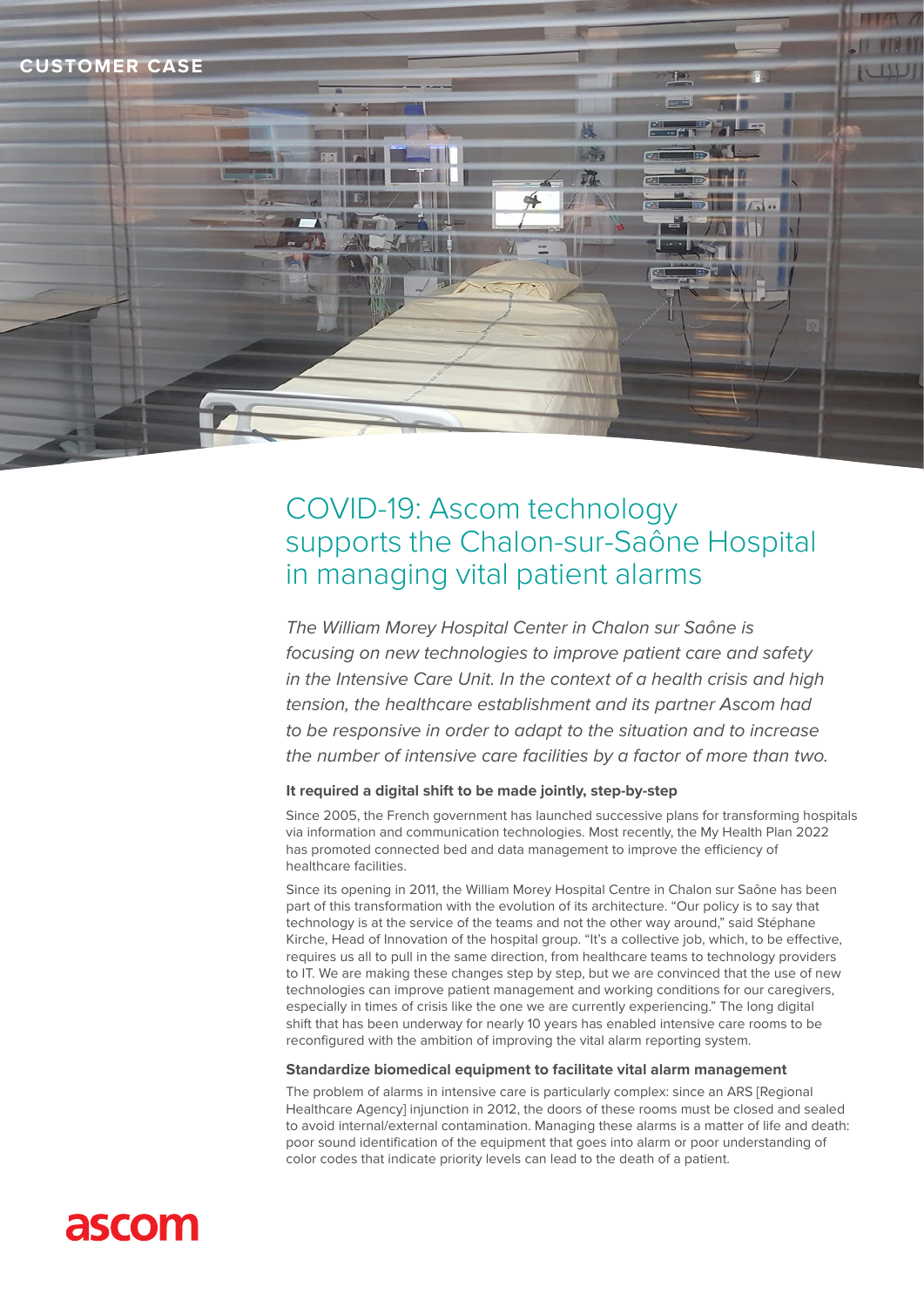CUSTOMER CASE

# COVID-19: Ascom technology supports the Chalon-sur-Saône Hospital in managing vital patient alarms

*The William Morey Hospital Center in Chalon sur Saône is focusing on new technologies to improve patient care and safety in the Intensive Care Unit. In the context of a health crisis and high tension, the healthcare establishment and its partner Ascom had to be responsive in order to adapt to the situation and to increase the number of intensive care facilities by a factor of more than two.*

### It required a digital shift to be made jointly, step-by-step

Since 2005, the French government has launched successive plans for transforming hospitals via information and communication technologies. Most recently, the My Health Plan 2022 has promoted connected bed and data management to improve the efficiency of healthcare facilities.

Since its opening in 2011, the William Morey Hospital Centre in Chalon sur Saône has been part of this transformation with the evolution of its architecture. "Our policy is to say that technology is at the service of the teams and not the other way around," said Stéphane Kirche, Head of Innovation of the hospital group. "It's a collective job, which, to be effective, requires us all to pull in the same direction, from healthcare teams to technology providers to IT. We are making these changes step by step, but we are convinced that the use of new technologies can improve patient management and working conditions for our caregivers, especially in times of crisis like the one we are currently experiencing." The long digital shift that has been underway for nearly 10 years has enabled intensive care rooms to be reconfigured with the ambition of improving the vital alarm reporting system.

### Standardize biomedical equipment to facilitate vital alarm management

The problem of alarms in intensive care is particularly complex: since an ARS [Regional Healthcare Agency] injunction in 2012, the doors of these rooms must be closed and sealed to avoid internal/external contamination. Managing these alarms is a matter of life and death: poor sound identification of the equipment that goes into alarm or poor understanding of color codes that indicate priority levels can lead to the death of a patient.

ascom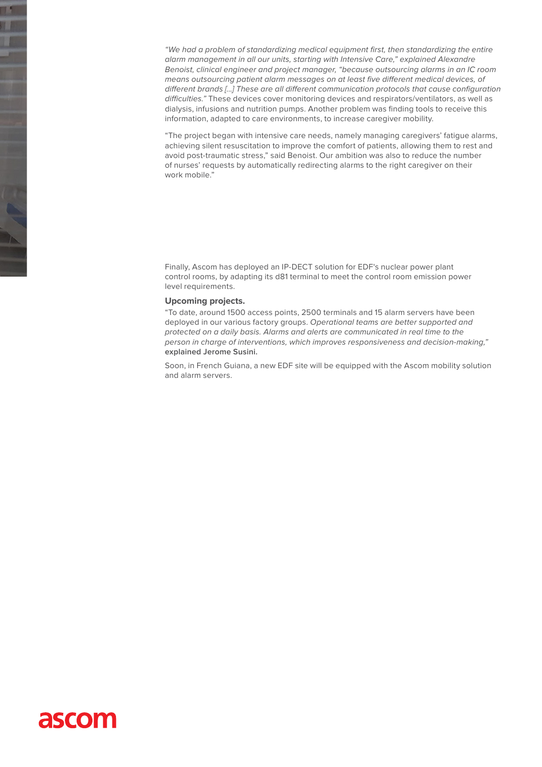*"We had a problem of standardizing medical equipment first, then standardizing the entire alarm management in all our units, starting with Intensive Care," explained Alexandre Benoist, clinical engineer and project manager, "because outsourcing alarms in an IC room means outsourcing patient alarm messages on at least five different medical devices, of different brands [...] These are all different communication protocols that cause configuration difficulties."* These devices cover monitoring devices and respirators/ventilators, as well as dialysis, infusions and nutrition pumps. Another problem was finding tools to receive this information, adapted to care environments, to increase caregiver mobility.

"The project began with intensive care needs, namely managing caregivers' fatigue alarms, achieving silent resuscitation to improve the comfort of patients, allowing them to rest and avoid post-traumatic stress," said Benoist. Our ambition was also to reduce the number of nurses' requests by automatically redirecting alarms to the right caregiver on their work mobile."

Finally, Ascom has deployed an IP-DECT solution for EDF's nuclear power plant control rooms, by adapting its d81 terminal to meet the control room emission power level requirements.

**Upcoming projects.**

"To date, around 1500 access points, 2500 terminals and 15 alarm servers have been deployed in our various factory groups. *Operational teams are better supported and protected on a daily basis. Alarms and alerts are communicated in real time to the person in charge of interventions, which improves responsiveness and decision-making,"* **explained Jerome Susini.**

Soon, in French Guiana, a new EDF site will be equipped with the Ascom mobility solution and alarm servers.

ascom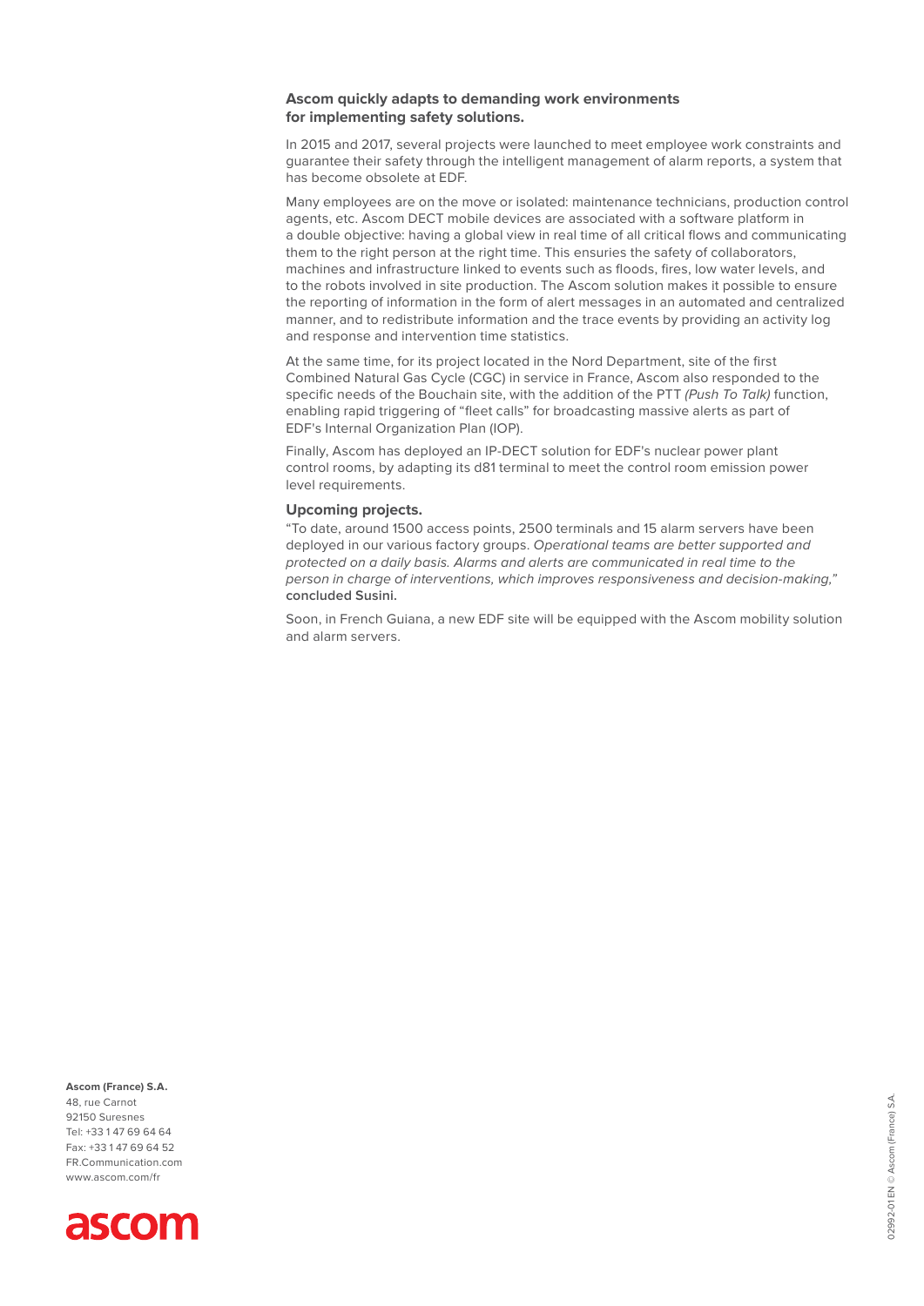**Ascom quickly adapts to demanding work environments for implementing safety solutions.**

In 2015 and 2017, several projects were launched to meet employee work constraints and guarantee their safety through the intelligent management of alarm reports, a system that has become obsolete at EDF.

Many employees are on the move or isolated: maintenance technicians, production control agents, etc. Ascom DECT mobile devices are associated with a software platform in a double objective: having a global view in real time of all critical flows and communicating them to the right person at the right time. This ensuries the safety of collaborators, machines and infrastructure linked to events such as floods, fires, low water levels, and to the robots involved in site production. The Ascom solution makes it possible to ensure the reporting of information in the form of alert messages in an automated and centralized manner, and to redistribute information and the trace events by providing an activity log and response and intervention time statistics.

At the same time, for its project located in the Nord Department, site of the first Combined Natural Gas Cycle (CGC) in service in France, Ascom also responded to the specific needs of the Bouchain site, with the addition of the PTT *(Push To Talk)* function, enabling rapid triggering of "fleet calls" for broadcasting massive alerts as part of EDF's Internal Organization Plan (IOP).

Finally, Ascom has deployed an IP-DECT solution for EDF's nuclear power plant control rooms, by adapting its d81 terminal to meet the control room emission power level requirements.

**Upcoming projects.**

"To date, around 1500 access points, 2500 terminals and 15 alarm servers have been deployed in our various factory groups. *Operational teams are better supported and protected on a daily basis. Alarms and alerts are communicated in real time to the person in charge of interventions, which improves responsiveness and decision-making,"* concluded Susini.

Soon, in French Guiana, a new EDF site will be equipped with the Ascom mobility solution and alarm servers.

**Ascom (France) S.A.**
48, rue Carnot
92150 Suresnes
Tel: +33 1 47 69 64 64
Fax: +33 1 47 69 64 52
FR.Communication.com
www.ascom.com/fr

ascom

02992-01 EN © Ascom (France) S.A.